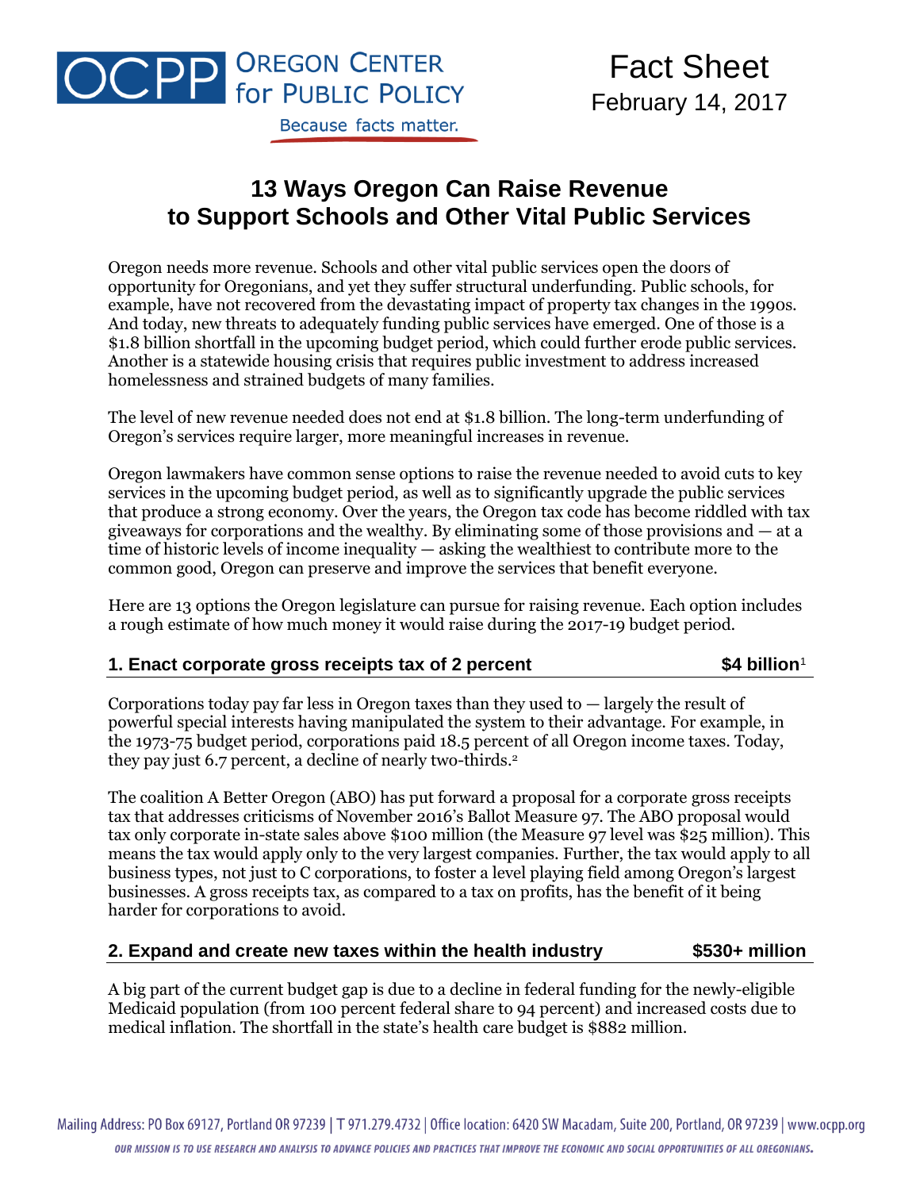OCPP Oregon Center for Public Policy

Because facts matter.

Fact Sheet
February 14, 2017

# 13 Ways Oregon Can Raise Revenue to Support Schools and Other Vital Public Services

Oregon needs more revenue. Schools and other vital public services open the doors of opportunity for Oregonians, and yet they suffer structural underfunding. Public schools, for example, have not recovered from the devastating impact of property tax changes in the 1990s. And today, new threats to adequately funding public services have emerged. One of those is a $1.8 billion shortfall in the upcoming budget period, which could further erode public services. Another is a statewide housing crisis that requires public investment to address increased homelessness and strained budgets of many families.

The level of new revenue needed does not end at $1.8 billion. The long-term underfunding of Oregon's services require larger, more meaningful increases in revenue.

Oregon lawmakers have common sense options to raise the revenue needed to avoid cuts to key services in the upcoming budget period, as well as to significantly upgrade the public services that produce a strong economy. Over the years, the Oregon tax code has become riddled with tax giveaways for corporations and the wealthy. By eliminating some of those provisions and — at a time of historic levels of income inequality — asking the wealthiest to contribute more to the common good, Oregon can preserve and improve the services that benefit everyone.

Here are 13 options the Oregon legislature can pursue for raising revenue. Each option includes a rough estimate of how much money it would raise during the 2017-19 budget period.

## 1. Enact corporate gross receipts tax of 2 percent — $4 billion[1]

Corporations today pay far less in Oregon taxes than they used to — largely the result of powerful special interests having manipulated the system to their advantage. For example, in the 1973-75 budget period, corporations paid 18.5 percent of all Oregon income taxes. Today, they pay just 6.7 percent, a decline of nearly two-thirds.[2]

The coalition A Better Oregon (ABO) has put forward a proposal for a corporate gross receipts tax that addresses criticisms of November 2016's Ballot Measure 97. The ABO proposal would tax only corporate in-state sales above $100 million (the Measure 97 level was $25 million). This means the tax would apply only to the very largest companies. Further, the tax would apply to all business types, not just to C corporations, to foster a level playing field among Oregon's largest businesses. A gross receipts tax, as compared to a tax on profits, has the benefit of it being harder for corporations to avoid.

## 2. Expand and create new taxes within the health industry — $530+ million

A big part of the current budget gap is due to a decline in federal funding for the newly-eligible Medicaid population (from 100 percent federal share to 94 percent) and increased costs due to medical inflation. The shortfall in the state's health care budget is $882 million.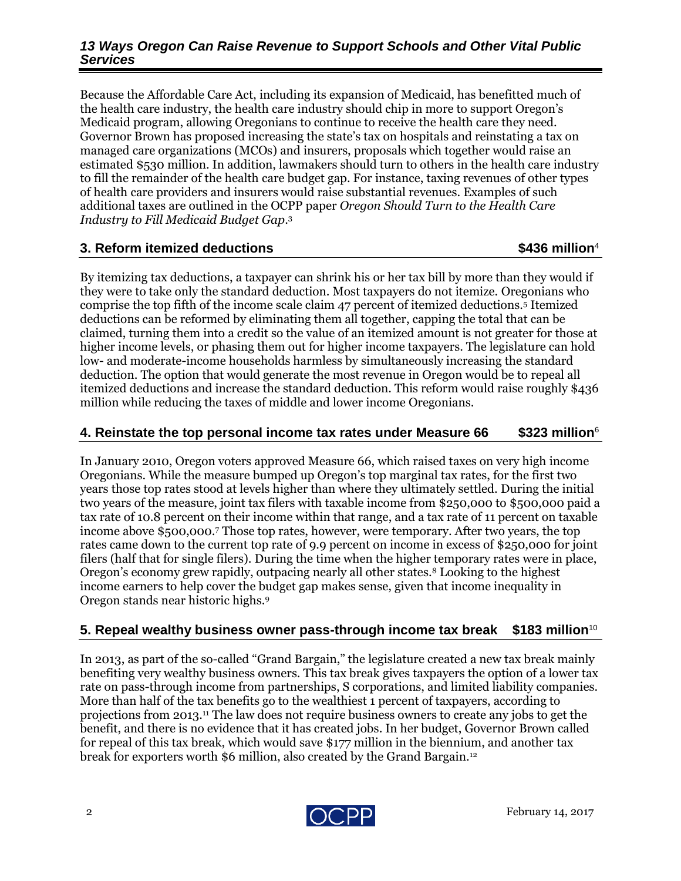Because the Affordable Care Act, including its expansion of Medicaid, has benefitted much of the health care industry, the health care industry should chip in more to support Oregon's Medicaid program, allowing Oregonians to continue to receive the health care they need. Governor Brown has proposed increasing the state's tax on hospitals and reinstating a tax on managed care organizations (MCOs) and insurers, proposals which together would raise an estimated $530 million. In addition, lawmakers should turn to others in the health care industry to fill the remainder of the health care budget gap. For instance, taxing revenues of other types of health care providers and insurers would raise substantial revenues. Examples of such additional taxes are outlined in the OCPP paper *Oregon Should Turn to the Health Care Industry to Fill Medicaid Budget Gap*.[3]

## 3. Reform itemized deductions — $436 million[4]

By itemizing tax deductions, a taxpayer can shrink his or her tax bill by more than they would if they were to take only the standard deduction. Most taxpayers do not itemize. Oregonians who comprise the top fifth of the income scale claim 47 percent of itemized deductions.[5] Itemized deductions can be reformed by eliminating them all together, capping the total that can be claimed, turning them into a credit so the value of an itemized amount is not greater for those at higher income levels, or phasing them out for higher income taxpayers. The legislature can hold low- and moderate-income households harmless by simultaneously increasing the standard deduction. The option that would generate the most revenue in Oregon would be to repeal all itemized deductions and increase the standard deduction. This reform would raise roughly $436 million while reducing the taxes of middle and lower income Oregonians.

## 4. Reinstate the top personal income tax rates under Measure 66 — $323 million[6]

In January 2010, Oregon voters approved Measure 66, which raised taxes on very high income Oregonians. While the measure bumped up Oregon's top marginal tax rates, for the first two years those top rates stood at levels higher than where they ultimately settled. During the initial two years of the measure, joint tax filers with taxable income from $250,000 to $500,000 paid a tax rate of 10.8 percent on their income within that range, and a tax rate of 11 percent on taxable income above $500,000.[7] Those top rates, however, were temporary. After two years, the top rates came down to the current top rate of 9.9 percent on income in excess of $250,000 for joint filers (half that for single filers). During the time when the higher temporary rates were in place, Oregon's economy grew rapidly, outpacing nearly all other states.[8] Looking to the highest income earners to help cover the budget gap makes sense, given that income inequality in Oregon stands near historic highs.[9]

## 5. Repeal wealthy business owner pass-through income tax break — $183 million[10]

In 2013, as part of the so-called "Grand Bargain," the legislature created a new tax break mainly benefiting very wealthy business owners. This tax break gives taxpayers the option of a lower tax rate on pass-through income from partnerships, S corporations, and limited liability companies. More than half of the tax benefits go to the wealthiest 1 percent of taxpayers, according to projections from 2013.[11] The law does not require business owners to create any jobs to get the benefit, and there is no evidence that it has created jobs. In her budget, Governor Brown called for repeal of this tax break, which would save $177 million in the biennium, and another tax break for exporters worth $6 million, also created by the Grand Bargain.[12]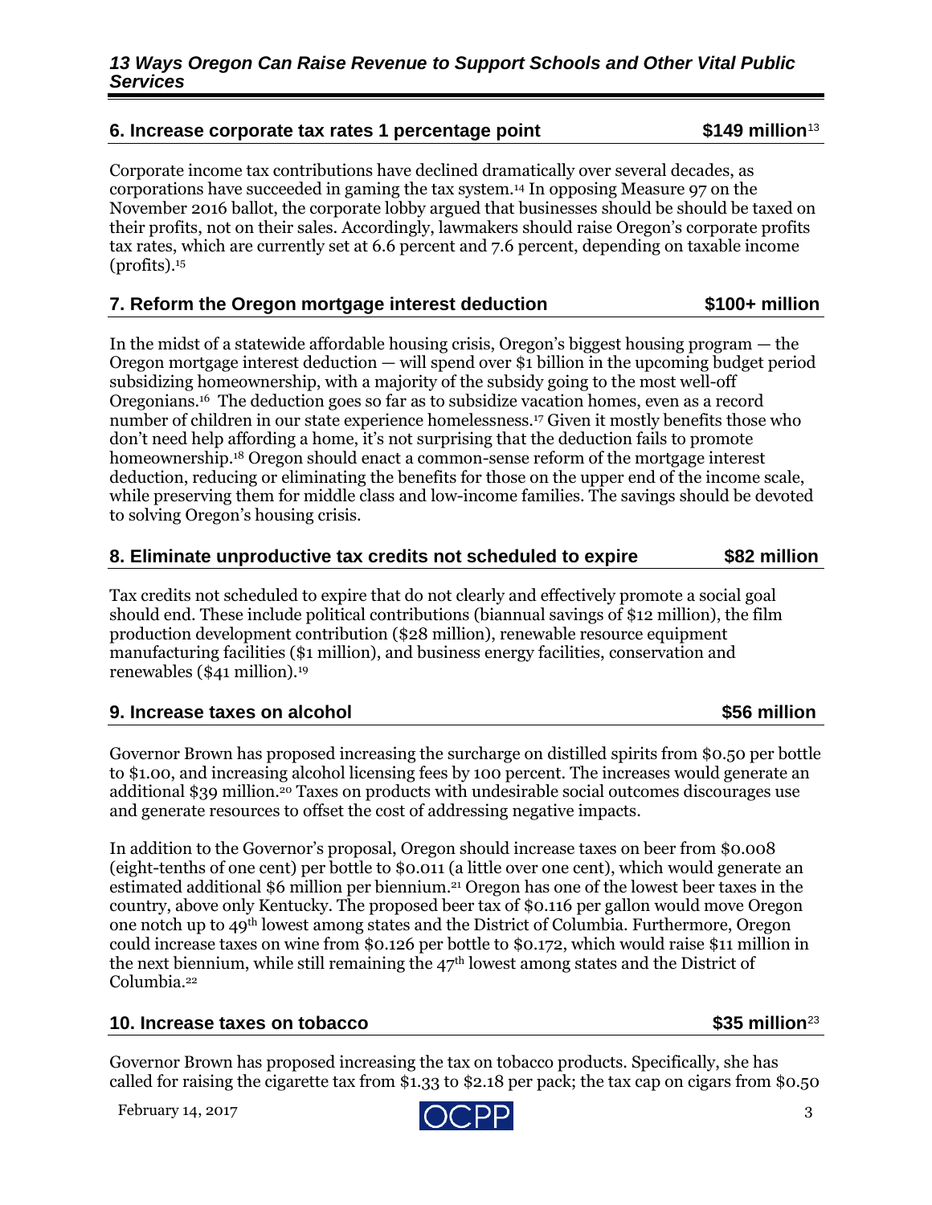## 6. Increase corporate tax rates 1 percentage point — $149 million[13]

Corporate income tax contributions have declined dramatically over several decades, as corporations have succeeded in gaming the tax system.[14] In opposing Measure 97 on the November 2016 ballot, the corporate lobby argued that businesses should be should be taxed on their profits, not on their sales. Accordingly, lawmakers should raise Oregon's corporate profits tax rates, which are currently set at 6.6 percent and 7.6 percent, depending on taxable income (profits).[15]

## 7. Reform the Oregon mortgage interest deduction — $100+ million

In the midst of a statewide affordable housing crisis, Oregon's biggest housing program — the Oregon mortgage interest deduction — will spend over $1 billion in the upcoming budget period subsidizing homeownership, with a majority of the subsidy going to the most well-off Oregonians.[16] The deduction goes so far as to subsidize vacation homes, even as a record number of children in our state experience homelessness.[17] Given it mostly benefits those who don't need help affording a home, it's not surprising that the deduction fails to promote homeownership.[18] Oregon should enact a common-sense reform of the mortgage interest deduction, reducing or eliminating the benefits for those on the upper end of the income scale, while preserving them for middle class and low-income families. The savings should be devoted to solving Oregon's housing crisis.

## 8. Eliminate unproductive tax credits not scheduled to expire — $82 million

Tax credits not scheduled to expire that do not clearly and effectively promote a social goal should end. These include political contributions (biannual savings of $12 million), the film production development contribution ($28 million), renewable resource equipment manufacturing facilities ($1 million), and business energy facilities, conservation and renewables ($41 million).[19]

## 9. Increase taxes on alcohol — $56 million

Governor Brown has proposed increasing the surcharge on distilled spirits from $0.50 per bottle to $1.00, and increasing alcohol licensing fees by 100 percent. The increases would generate an additional $39 million.[20] Taxes on products with undesirable social outcomes discourages use and generate resources to offset the cost of addressing negative impacts.

In addition to the Governor's proposal, Oregon should increase taxes on beer from $0.008 (eight-tenths of one cent) per bottle to $0.011 (a little over one cent), which would generate an estimated additional $6 million per biennium.[21] Oregon has one of the lowest beer taxes in the country, above only Kentucky. The proposed beer tax of $0.116 per gallon would move Oregon one notch up to 49th lowest among states and the District of Columbia. Furthermore, Oregon could increase taxes on wine from $0.126 per bottle to $0.172, which would raise $11 million in the next biennium, while still remaining the 47th lowest among states and the District of Columbia.[22]

## 10. Increase taxes on tobacco — $35 million[23]

Governor Brown has proposed increasing the tax on tobacco products. Specifically, she has called for raising the cigarette tax from $1.33 to $2.18 per pack; the tax cap on cigars from $0.50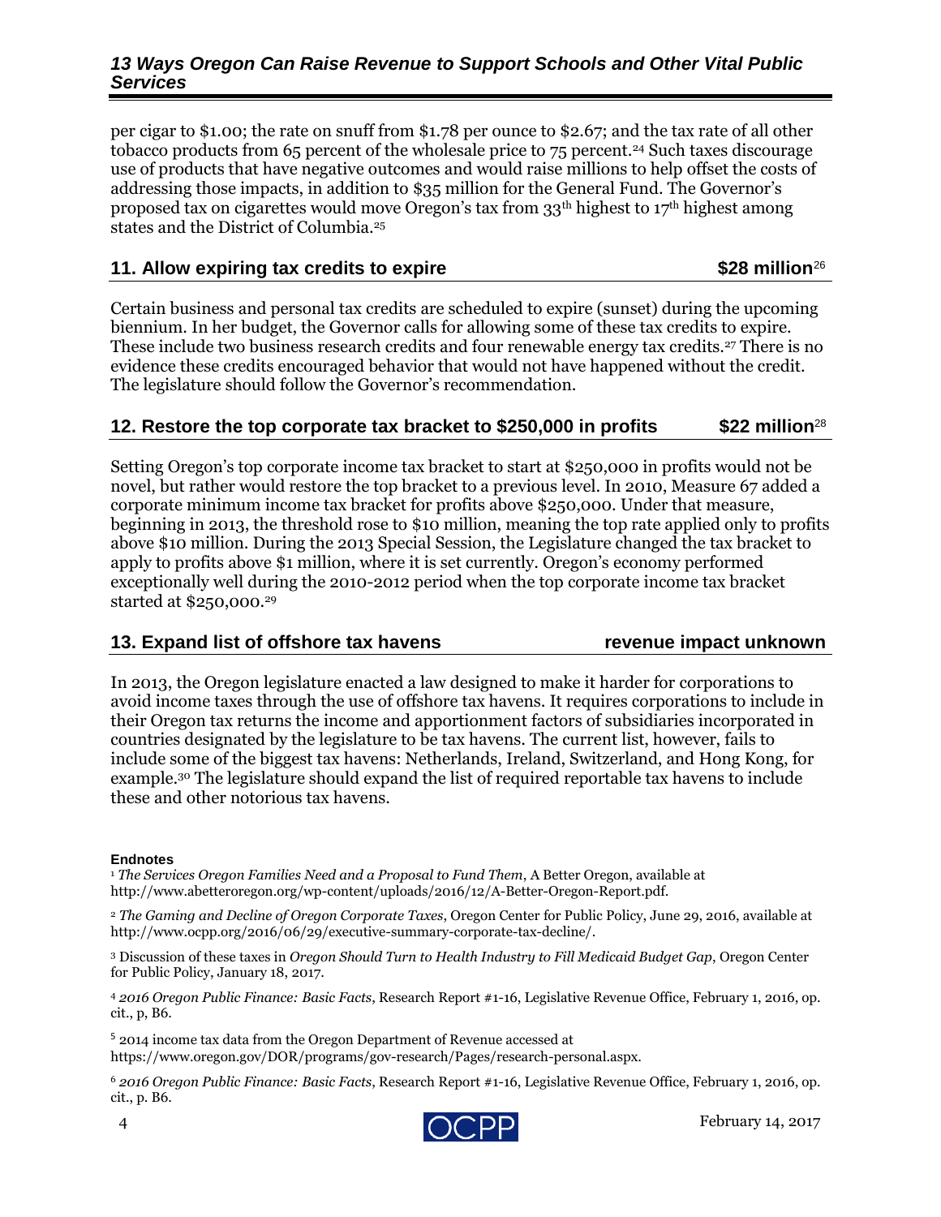per cigar to $1.00; the rate on snuff from $1.78 per ounce to $2.67; and the tax rate of all other tobacco products from 65 percent of the wholesale price to 75 percent.[24] Such taxes discourage use of products that have negative outcomes and would raise millions to help offset the costs of addressing those impacts, in addition to $35 million for the General Fund. The Governor's proposed tax on cigarettes would move Oregon's tax from 33th highest to 17th highest among states and the District of Columbia.[25]

## 11. Allow expiring tax credits to expire — $28 million[26]

Certain business and personal tax credits are scheduled to expire (sunset) during the upcoming biennium. In her budget, the Governor calls for allowing some of these tax credits to expire. These include two business research credits and four renewable energy tax credits.[27] There is no evidence these credits encouraged behavior that would not have happened without the credit. The legislature should follow the Governor's recommendation.

## 12. Restore the top corporate tax bracket to $250,000 in profits — $22 million[28]

Setting Oregon's top corporate income tax bracket to start at $250,000 in profits would not be novel, but rather would restore the top bracket to a previous level. In 2010, Measure 67 added a corporate minimum income tax bracket for profits above $250,000. Under that measure, beginning in 2013, the threshold rose to $10 million, meaning the top rate applied only to profits above $10 million. During the 2013 Special Session, the Legislature changed the tax bracket to apply to profits above $1 million, where it is set currently. Oregon's economy performed exceptionally well during the 2010-2012 period when the top corporate income tax bracket started at $250,000.[29]

## 13. Expand list of offshore tax havens — revenue impact unknown

In 2013, the Oregon legislature enacted a law designed to make it harder for corporations to avoid income taxes through the use of offshore tax havens. It requires corporations to include in their Oregon tax returns the income and apportionment factors of subsidiaries incorporated in countries designated by the legislature to be tax havens. The current list, however, fails to include some of the biggest tax havens: Netherlands, Ireland, Switzerland, and Hong Kong, for example.[30] The legislature should expand the list of required reportable tax havens to include these and other notorious tax havens.

### Endnotes

[1] *The Services Oregon Families Need and a Proposal to Fund Them*, A Better Oregon, available at http://www.abetteroregon.org/wp-content/uploads/2016/12/A-Better-Oregon-Report.pdf.

[2] *The Gaming and Decline of Oregon Corporate Taxes*, Oregon Center for Public Policy, June 29, 2016, available at http://www.ocpp.org/2016/06/29/executive-summary-corporate-tax-decline/.

[3] Discussion of these taxes in *Oregon Should Turn to Health Industry to Fill Medicaid Budget Gap*, Oregon Center for Public Policy, January 18, 2017.

[4] *2016 Oregon Public Finance: Basic Facts*, Research Report #1-16, Legislative Revenue Office, February 1, 2016, op. cit., p, B6.

[5] 2014 income tax data from the Oregon Department of Revenue accessed at https://www.oregon.gov/DOR/programs/gov-research/Pages/research-personal.aspx.

[6] *2016 Oregon Public Finance: Basic Facts*, Research Report #1-16, Legislative Revenue Office, February 1, 2016, op. cit., p. B6.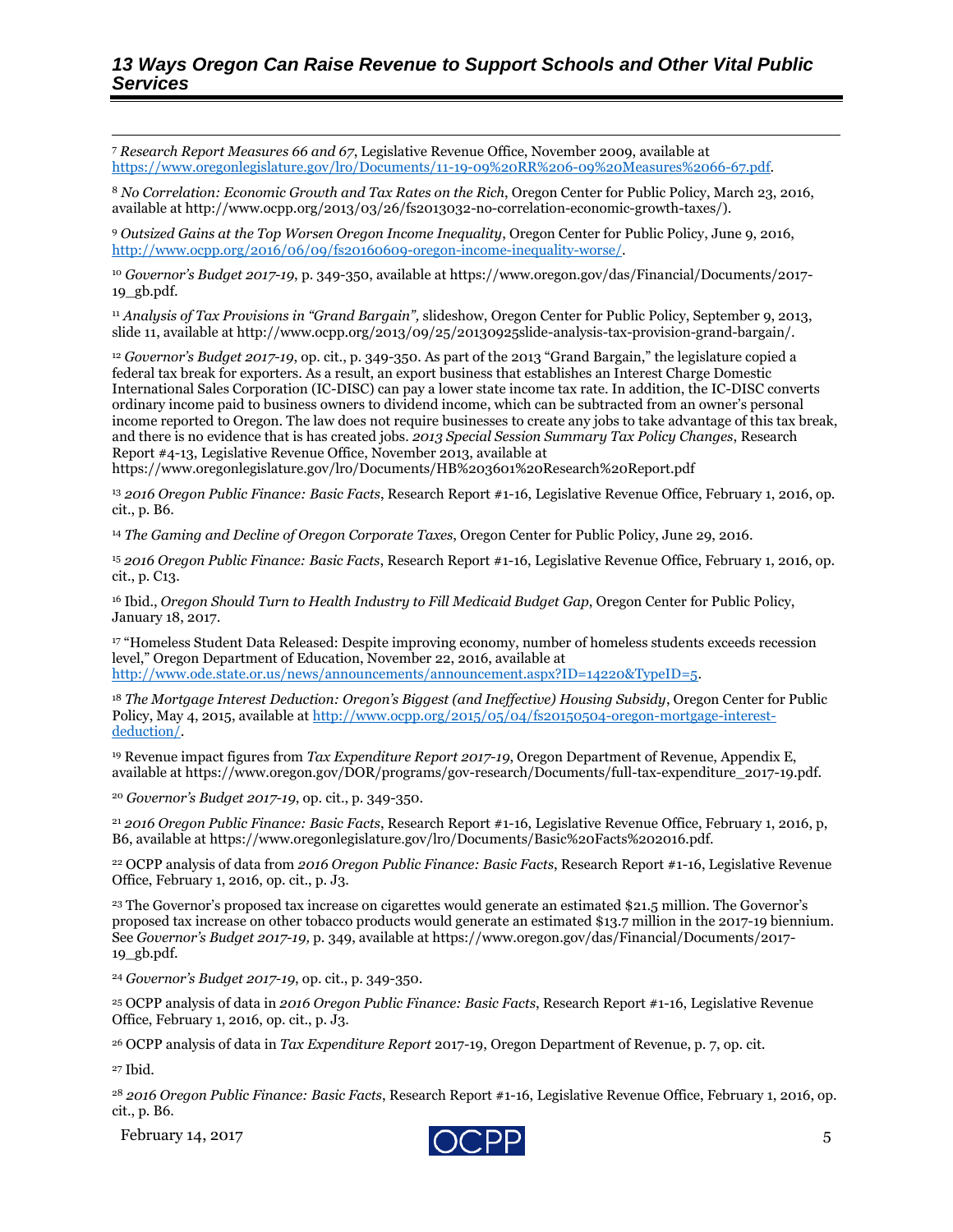[7] *Research Report Measures 66 and 67*, Legislative Revenue Office, November 2009, available at https://www.oregonlegislature.gov/lro/Documents/11-19-09%20RR%206-09%20Measures%2066-67.pdf.

[8] *No Correlation: Economic Growth and Tax Rates on the Rich*, Oregon Center for Public Policy, March 23, 2016, available at http://www.ocpp.org/2013/03/26/fs2013032-no-correlation-economic-growth-taxes/).

[9] *Outsized Gains at the Top Worsen Oregon Income Inequality*, Oregon Center for Public Policy, June 9, 2016, http://www.ocpp.org/2016/06/09/fs20160609-oregon-income-inequality-worse/.

[10] *Governor's Budget 2017-19*, p. 349-350, available at https://www.oregon.gov/das/Financial/Documents/2017-19_gb.pdf.

[11] *Analysis of Tax Provisions in "Grand Bargain",* slideshow, Oregon Center for Public Policy, September 9, 2013, slide 11, available at http://www.ocpp.org/2013/09/25/20130925slide-analysis-tax-provision-grand-bargain/.

[12] *Governor's Budget 2017-19*, op. cit., p. 349-350. As part of the 2013 "Grand Bargain," the legislature copied a federal tax break for exporters. As a result, an export business that establishes an Interest Charge Domestic International Sales Corporation (IC-DISC) can pay a lower state income tax rate. In addition, the IC-DISC converts ordinary income paid to business owners to dividend income, which can be subtracted from an owner's personal income reported to Oregon. The law does not require businesses to create any jobs to take advantage of this tax break, and there is no evidence that is has created jobs. *2013 Special Session Summary Tax Policy Changes*, Research Report #4-13, Legislative Revenue Office, November 2013, available at https://www.oregonlegislature.gov/lro/Documents/HB%203601%20Research%20Report.pdf

[13] *2016 Oregon Public Finance: Basic Facts*, Research Report #1-16, Legislative Revenue Office, February 1, 2016, op. cit., p. B6.

[14] *The Gaming and Decline of Oregon Corporate Taxes*, Oregon Center for Public Policy, June 29, 2016.

[15] *2016 Oregon Public Finance: Basic Facts*, Research Report #1-16, Legislative Revenue Office, February 1, 2016, op. cit., p. C13.

[16] Ibid., *Oregon Should Turn to Health Industry to Fill Medicaid Budget Gap*, Oregon Center for Public Policy, January 18, 2017.

[17] "Homeless Student Data Released: Despite improving economy, number of homeless students exceeds recession level," Oregon Department of Education, November 22, 2016, available at http://www.ode.state.or.us/news/announcements/announcement.aspx?ID=14220&TypeID=5.

[18] *The Mortgage Interest Deduction: Oregon's Biggest (and Ineffective) Housing Subsidy*, Oregon Center for Public Policy, May 4, 2015, available at http://www.ocpp.org/2015/05/04/fs20150504-oregon-mortgage-interest-deduction/.

[19] Revenue impact figures from *Tax Expenditure Report 2017-19*, Oregon Department of Revenue, Appendix E, available at https://www.oregon.gov/DOR/programs/gov-research/Documents/full-tax-expenditure_2017-19.pdf.

[20] *Governor's Budget 2017-19*, op. cit., p. 349-350.

[21] *2016 Oregon Public Finance: Basic Facts*, Research Report #1-16, Legislative Revenue Office, February 1, 2016, p, B6, available at https://www.oregonlegislature.gov/lro/Documents/Basic%20Facts%202016.pdf.

[22] OCPP analysis of data from *2016 Oregon Public Finance: Basic Facts*, Research Report #1-16, Legislative Revenue Office, February 1, 2016, op. cit., p. J3.

[23] The Governor's proposed tax increase on cigarettes would generate an estimated $21.5 million. The Governor's proposed tax increase on other tobacco products would generate an estimated $13.7 million in the 2017-19 biennium. See *Governor's Budget 2017-19,* p. 349, available at https://www.oregon.gov/das/Financial/Documents/2017-19_gb.pdf.

[24] *Governor's Budget 2017-19*, op. cit., p. 349-350.

[25] OCPP analysis of data in *2016 Oregon Public Finance: Basic Facts*, Research Report #1-16, Legislative Revenue Office, February 1, 2016, op. cit., p. J3.

[26] OCPP analysis of data in *Tax Expenditure Report* 2017-19, Oregon Department of Revenue, p. 7, op. cit.

[27] Ibid.

[28] *2016 Oregon Public Finance: Basic Facts*, Research Report #1-16, Legislative Revenue Office, February 1, 2016, op. cit., p. B6.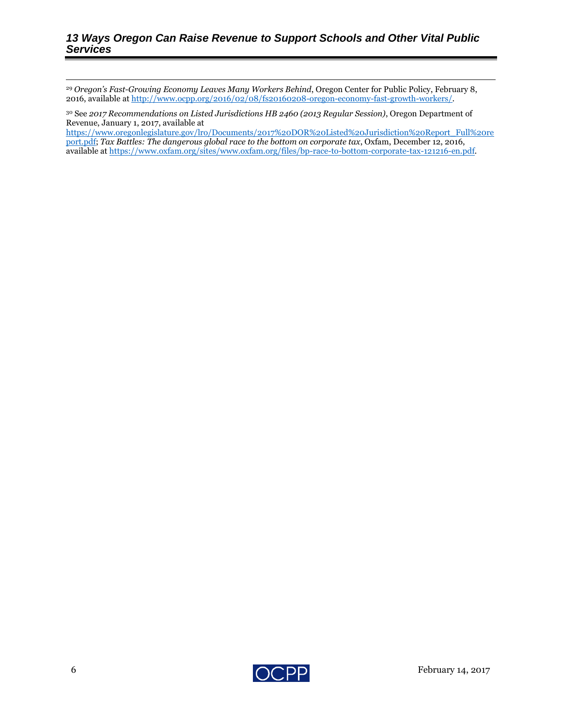[29] *Oregon's Fast-Growing Economy Leaves Many Workers Behind*, Oregon Center for Public Policy, February 8, 2016, available at http://www.ocpp.org/2016/02/08/fs20160208-oregon-economy-fast-growth-workers/.

[30] See *2017 Recommendations on Listed Jurisdictions HB 2460 (2013 Regular Session)*, Oregon Department of Revenue, January 1, 2017, available at https://www.oregonlegislature.gov/lro/Documents/2017%20DOR%20Listed%20Jurisdiction%20Report_Full%20report.pdf; *Tax Battles: The dangerous global race to the bottom on corporate tax*, Oxfam, December 12, 2016, available at https://www.oxfam.org/sites/www.oxfam.org/files/bp-race-to-bottom-corporate-tax-121216-en.pdf.